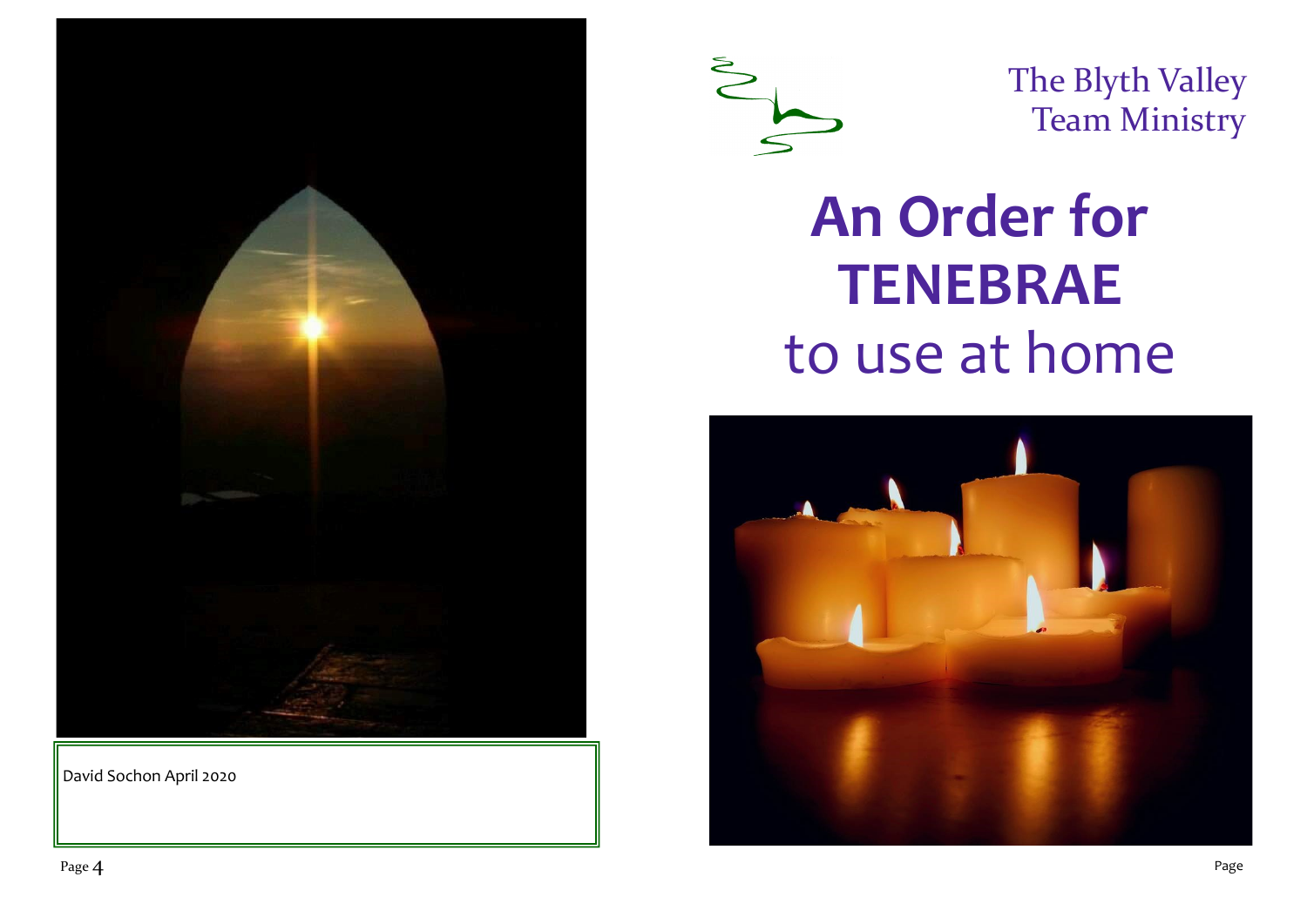David Sochon April 2020

The Blyth Valley
Team Ministry

# An Order for TENEBRAE

## to use at home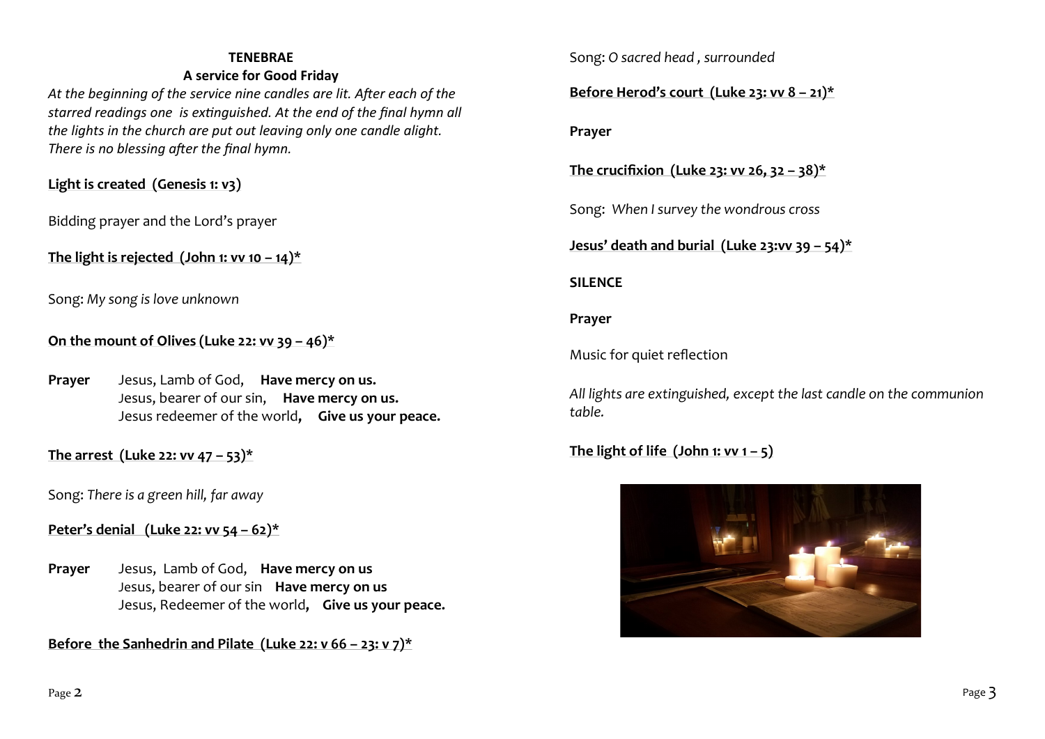**TENEBRAE**

**A service for Good Friday**

*At the beginning of the service nine candles are lit. After each of the starred readings one is extinguished. At the end of the final hymn all the lights in the church are put out leaving only one candle alight. There is no blessing after the final hymn.*

**Light is created (Genesis 1: v3)**

Bidding prayer and the Lord's prayer

**The light is rejected (John 1: vv 10 – 14)***

Song: *My song is love unknown*

**On the mount of Olives (Luke 22: vv 39 – 46)***

**Prayer** Jesus, Lamb of God, **Have mercy on us.**
Jesus, bearer of our sin, **Have mercy on us.**
Jesus redeemer of the world, **Give us your peace.**

**The arrest (Luke 22: vv 47 – 53)***

Song: *There is a green hill, far away*

**Peter's denial (Luke 22: vv 54 – 62)***

**Prayer** Jesus, Lamb of God, **Have mercy on us**
Jesus, bearer of our sin **Have mercy on us**
Jesus, Redeemer of the world, **Give us your peace.**

**Before the Sanhedrin and Pilate (Luke 22: v 66 – 23: v 7)***

Song: *O sacred head , surrounded*

**Before Herod's court (Luke 23: vv 8 – 21)***

**Prayer**

**The crucifixion (Luke 23: vv 26, 32 – 38)***

Song: *When I survey the wondrous cross*

**Jesus' death and burial (Luke 23:vv 39 – 54)***

**SILENCE**

**Prayer**

Music for quiet reflection

*All lights are extinguished, except the last candle on the communion table.*

**The light of life (John 1: vv 1 – 5)**